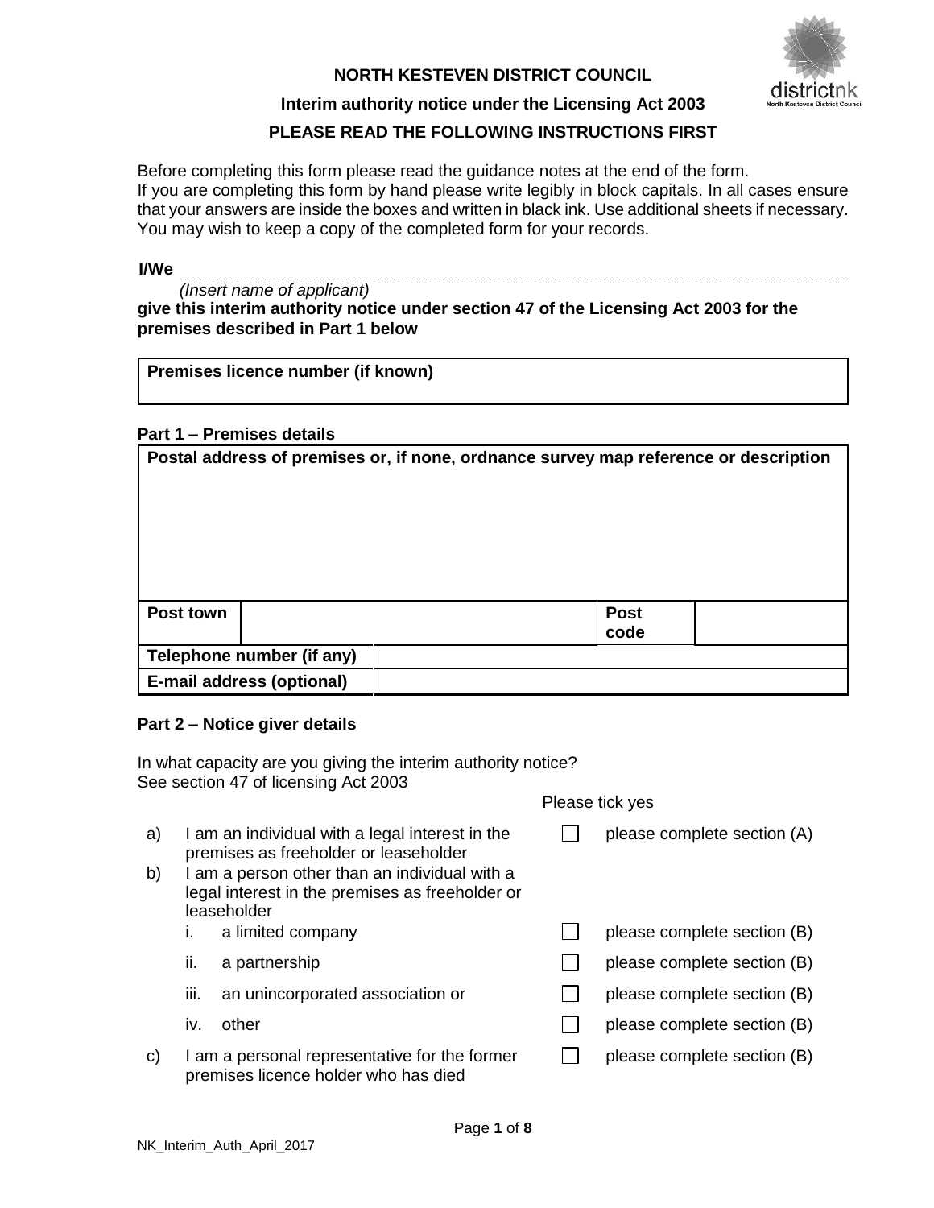**NORTH KESTEVEN DISTRICT COUNCIL**

**Interim authority notice under the Licensing Act 2003**

**PLEASE READ THE FOLLOWING INSTRUCTIONS FIRST**

Before completing this form please read the guidance notes at the end of the form.
If you are completing this form by hand please write legibly in block capitals. In all cases ensure that your answers are inside the boxes and written in black ink. Use additional sheets if necessary.
You may wish to keep a copy of the completed form for your records.

**I/We** ......................................................................................................................................

*(Insert name of applicant)*

**give this interim authority notice under section 47 of the Licensing Act 2003 for the premises described in Part 1 below**

| **Premises licence number (if known)** |
|---|
| |

**Part 1 – Premises details**

| **Postal address of premises or, if none, ordnance survey map reference or description** | | | |
|---|---|---|---|
| | | | |
| **Post town** | | **Post code** | |
| **Telephone number (if any)** | | | |
| **E-mail address (optional)** | | | |

**Part 2 – Notice giver details**

In what capacity are you giving the interim authority notice?
See section 47 of licensing Act 2003

| | | Please tick yes | |
|---|---|---|---|
| a) | I am an individual with a legal interest in the premises as freeholder or leaseholder | ☐ | please complete section (A) |
| b) | I am a person other than an individual with a legal interest in the premises as freeholder or leaseholder | | |
| | i. a limited company | ☐ | please complete section (B) |
| | ii. a partnership | ☐ | please complete section (B) |
| | iii. an unincorporated association or | ☐ | please complete section (B) |
| | iv. other | ☐ | please complete section (B) |
| c) | I am a personal representative for the former premises licence holder who has died | ☐ | please complete section (B) |

NK_Interim_Auth_April_2017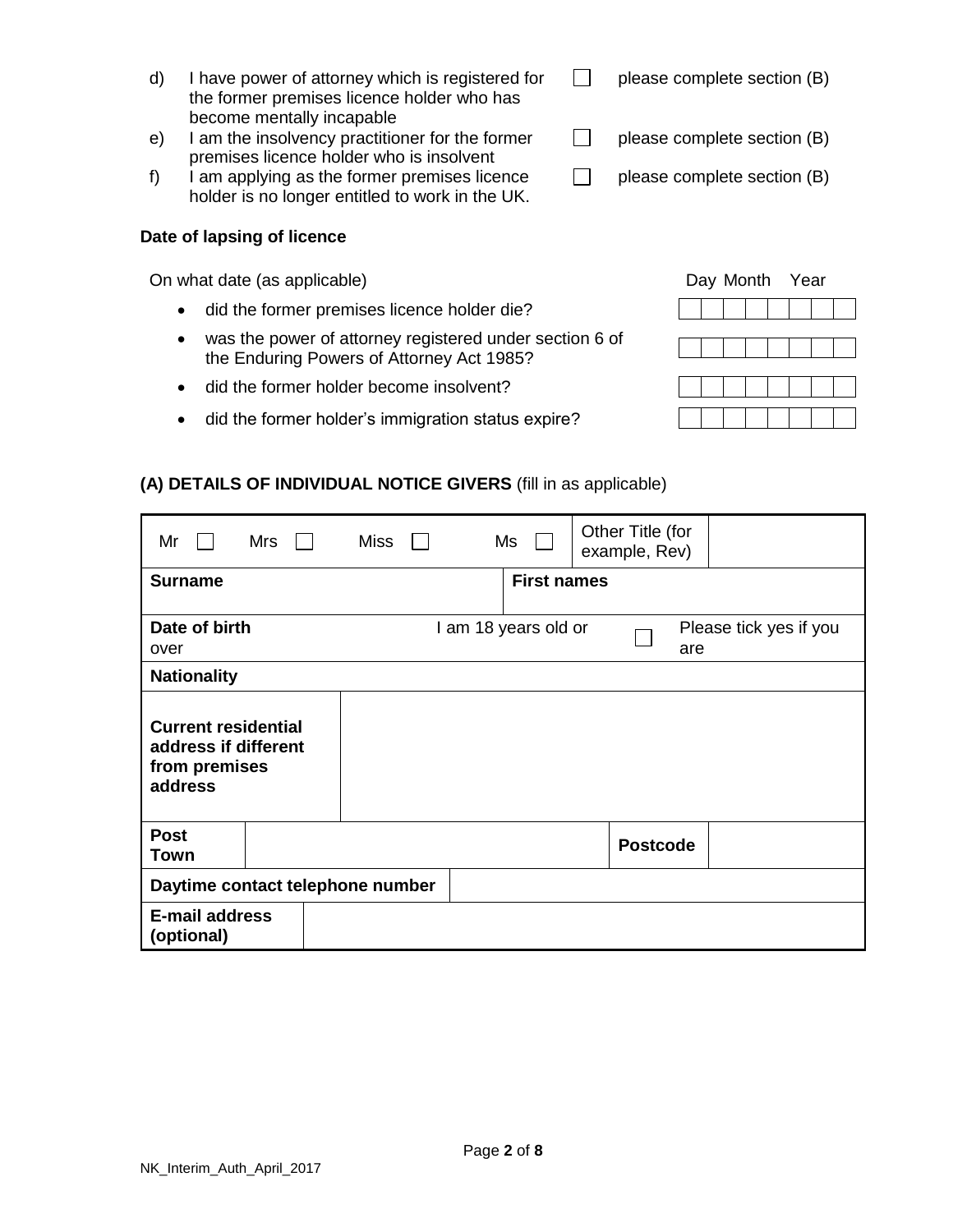d) I have power of attorney which is registered for the former premises licence holder who has become mentally incapable ☐ please complete section (B)

e) I am the insolvency practitioner for the former premises licence holder who is insolvent ☐ please complete section (B)

f) I am applying as the former premises licence holder is no longer entitled to work in the UK. ☐ please complete section (B)

**Date of lapsing of licence**

On what date (as applicable)

| | Day | Month | Year |
|---|---|---|---|
| did the former premises licence holder die? | | | |
| was the power of attorney registered under section 6 of the Enduring Powers of Attorney Act 1985? | | | |
| did the former holder become insolvent? | | | |
| did the former holder's immigration status expire? | | | |

**(A) DETAILS OF INDIVIDUAL NOTICE GIVERS** (fill in as applicable)

| Mr ☐ | Mrs ☐ | Miss ☐ | Ms ☐ | Other Title (for example, Rev) | |
|---|---|---|---|---|---|
| **Surname** | | | **First names** | | |
| **Date of birth** | | I am 18 years old or over | ☐ | Please tick yes if you are | |
| **Nationality** | | | | | |
| **Current residential address if different from premises address** | | | | | |
| **Post Town** | | | | **Postcode** | |
| **Daytime contact telephone number** | | | | | |
| **E-mail address (optional)** | | | | | |

NK_Interim_Auth_April_2017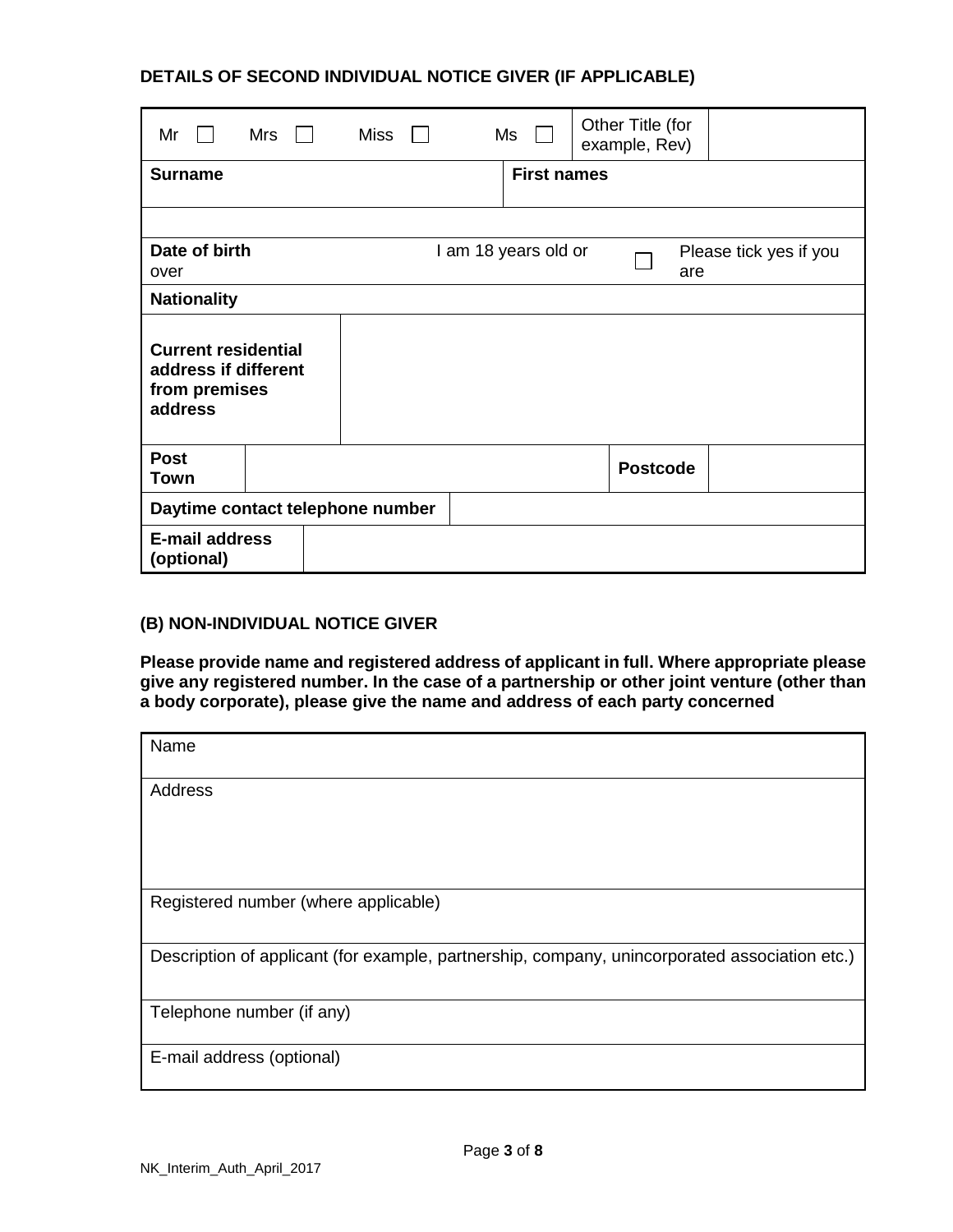**DETAILS OF SECOND INDIVIDUAL NOTICE GIVER (IF APPLICABLE)**

| Mr ☐ Mrs ☐ Miss ☐ | Ms ☐ | Other Title (for example, Rev) | |
|---|---|---|---|
| **Surname** | **First names** | | |
| | | | |
| **Date of birth** | I am 18 years old or over ☐ | Please tick yes if you are | |
| **Nationality** | | | |
| **Current residential address if different from premises address** | | | |
| **Post Town** | | **Postcode** | |
| **Daytime contact telephone number** | | | |
| **E-mail address (optional)** | | | |

**(B) NON-INDIVIDUAL NOTICE GIVER**

**Please provide name and registered address of applicant in full. Where appropriate please give any registered number. In the case of a partnership or other joint venture (other than a body corporate), please give the name and address of each party concerned**

| Name |
|---|
| Address |
| Registered number (where applicable) |
| Description of applicant (for example, partnership, company, unincorporated association etc.) |
| Telephone number (if any) |
| E-mail address (optional) |

NK_Interim_Auth_April_2017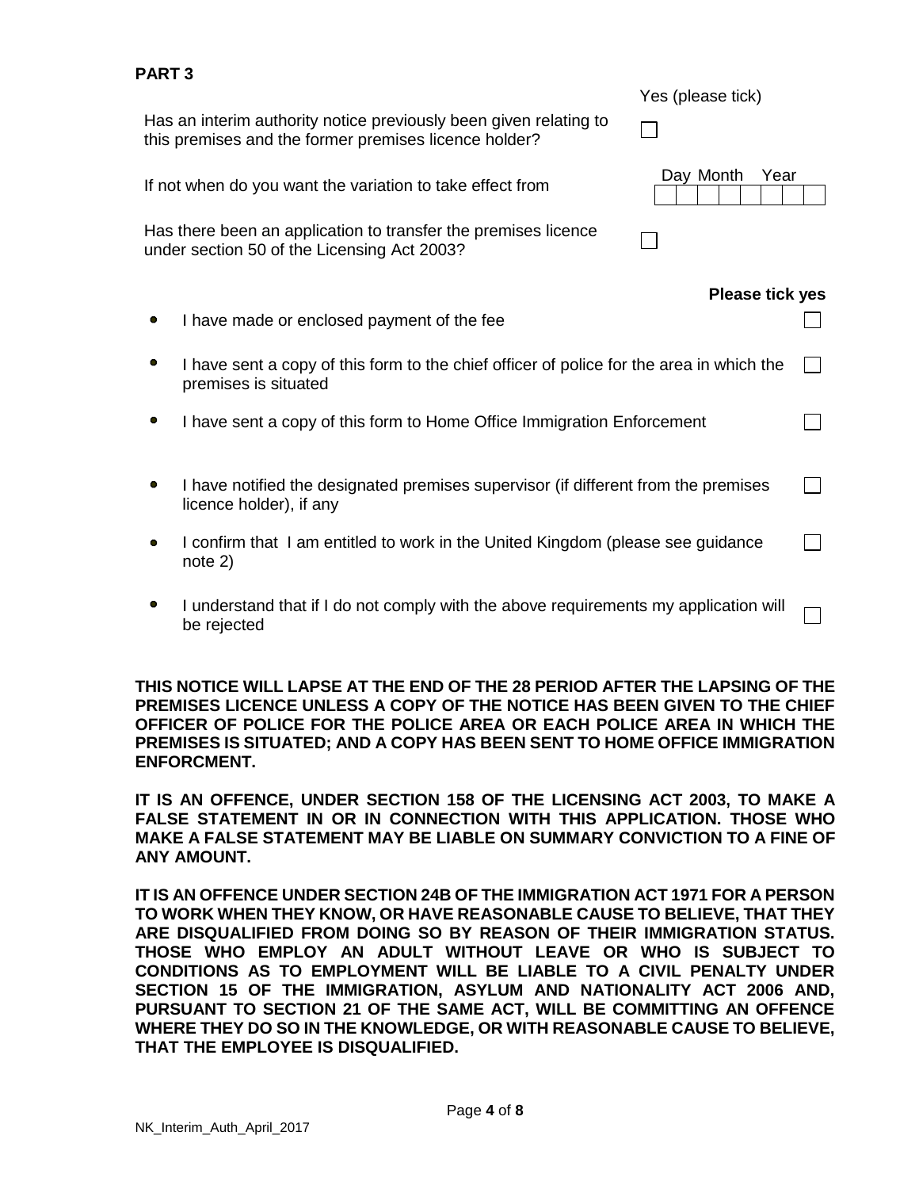**PART 3**

| | Yes (please tick) |
|---|---|
| Has an interim authority notice previously been given relating to this premises and the former premises licence holder? | ☐ |
| If not when do you want the variation to take effect from | Day Month Year |
| Has there been an application to transfer the premises licence under section 50 of the Licensing Act 2003? | ☐ |

| | **Please tick yes** |
|---|---|
| • I have made or enclosed payment of the fee | ☐ |
| • I have sent a copy of this form to the chief officer of police for the area in which the premises is situated | ☐ |
| • I have sent a copy of this form to Home Office Immigration Enforcement | ☐ |
| • I have notified the designated premises supervisor (if different from the premises licence holder), if any | ☐ |
| • I confirm that I am entitled to work in the United Kingdom (please see guidance note 2) | ☐ |
| • I understand that if I do not comply with the above requirements my application will be rejected | ☐ |

**THIS NOTICE WILL LAPSE AT THE END OF THE 28 PERIOD AFTER THE LAPSING OF THE PREMISES LICENCE UNLESS A COPY OF THE NOTICE HAS BEEN GIVEN TO THE CHIEF OFFICER OF POLICE FOR THE POLICE AREA OR EACH POLICE AREA IN WHICH THE PREMISES IS SITUATED; AND A COPY HAS BEEN SENT TO HOME OFFICE IMMIGRATION ENFORCMENT.**

**IT IS AN OFFENCE, UNDER SECTION 158 OF THE LICENSING ACT 2003, TO MAKE A FALSE STATEMENT IN OR IN CONNECTION WITH THIS APPLICATION. THOSE WHO MAKE A FALSE STATEMENT MAY BE LIABLE ON SUMMARY CONVICTION TO A FINE OF ANY AMOUNT.**

**IT IS AN OFFENCE UNDER SECTION 24B OF THE IMMIGRATION ACT 1971 FOR A PERSON TO WORK WHEN THEY KNOW, OR HAVE REASONABLE CAUSE TO BELIEVE, THAT THEY ARE DISQUALIFIED FROM DOING SO BY REASON OF THEIR IMMIGRATION STATUS. THOSE WHO EMPLOY AN ADULT WITHOUT LEAVE OR WHO IS SUBJECT TO CONDITIONS AS TO EMPLOYMENT WILL BE LIABLE TO A CIVIL PENALTY UNDER SECTION 15 OF THE IMMIGRATION, ASYLUM AND NATIONALITY ACT 2006 AND, PURSUANT TO SECTION 21 OF THE SAME ACT, WILL BE COMMITTING AN OFFENCE WHERE THEY DO SO IN THE KNOWLEDGE, OR WITH REASONABLE CAUSE TO BELIEVE, THAT THE EMPLOYEE IS DISQUALIFIED.**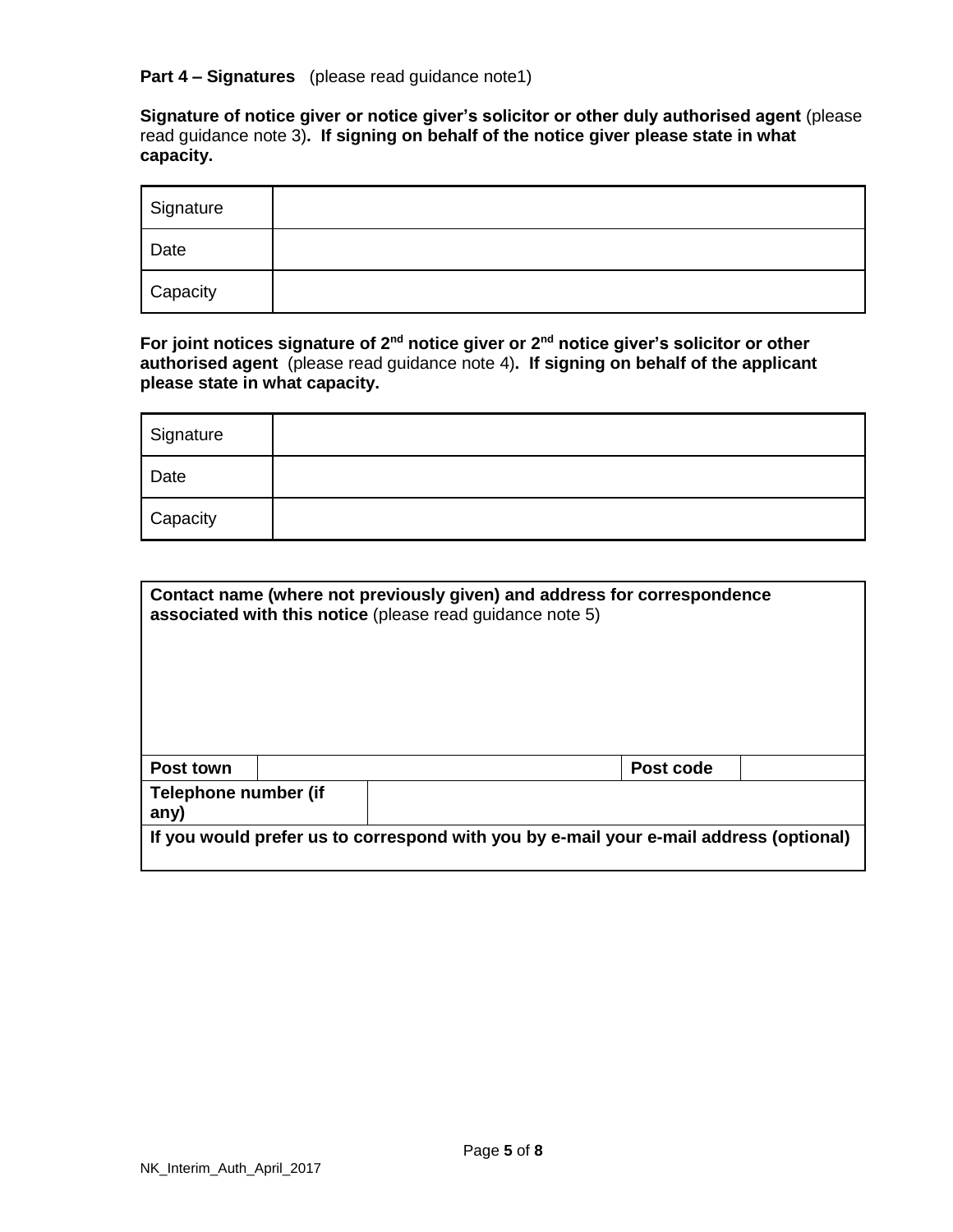**Part 4 – Signatures** (please read guidance note1)

**Signature of notice giver or notice giver's solicitor or other duly authorised agent** (please read guidance note 3)**. If signing on behalf of the notice giver please state in what capacity.**

| Signature | |
|---|---|
| Date | |
| Capacity | |

**For joint notices signature of 2nd notice giver or 2nd notice giver's solicitor or other authorised agent** (please read guidance note 4)**. If signing on behalf of the applicant please state in what capacity.**

| Signature | |
|---|---|
| Date | |
| Capacity | |

| **Contact name (where not previously given) and address for correspondence associated with this notice** (please read guidance note 5) | | | |
|---|---|---|---|
| **Post town** | | **Post code** | |
| **Telephone number (if any)** | | | |
| **If you would prefer us to correspond with you by e-mail your e-mail address (optional)** | | | |

NK_Interim_Auth_April_2017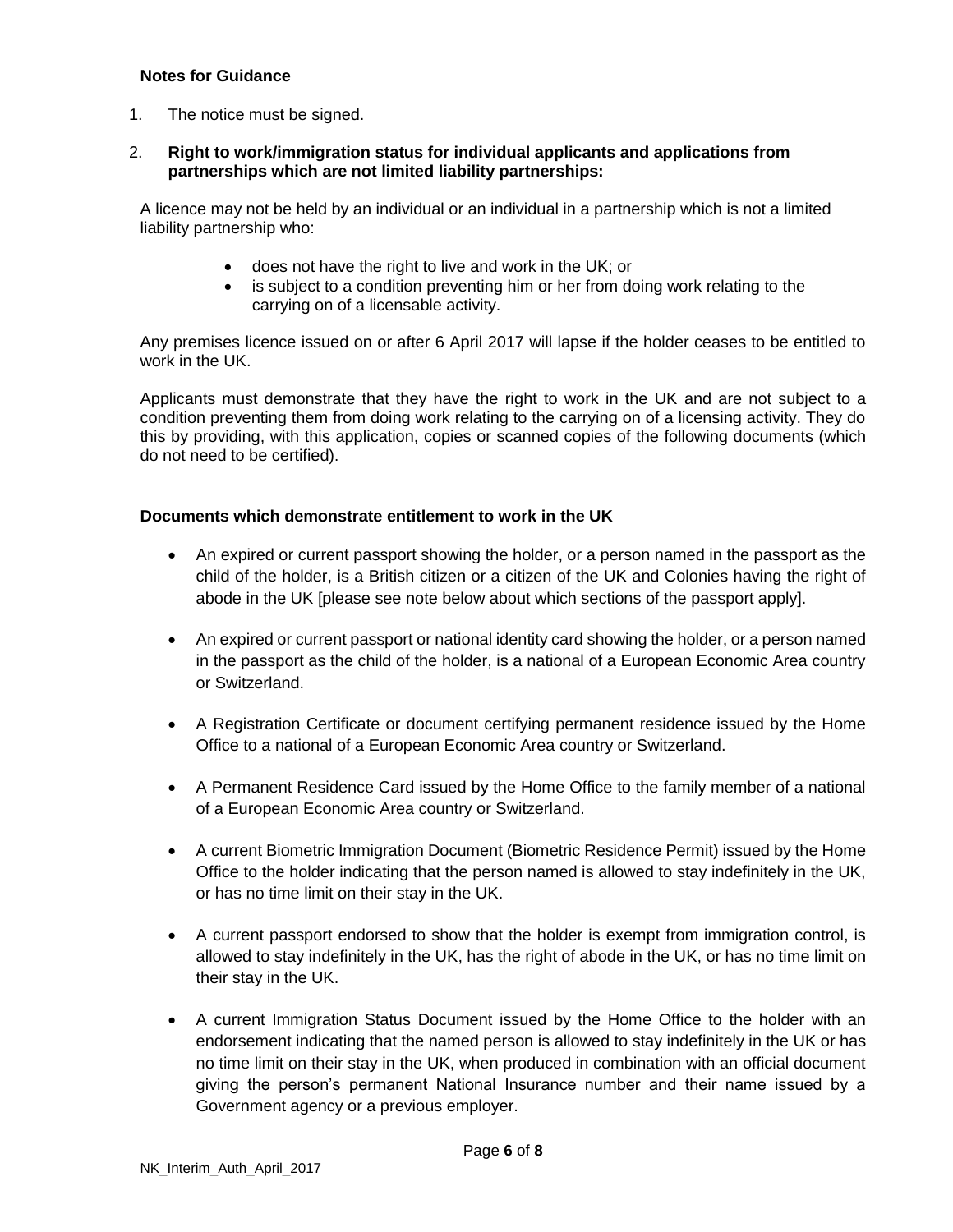**Notes for Guidance**

1. The notice must be signed.

2. **Right to work/immigration status for individual applicants and applications from partnerships which are not limited liability partnerships:**

A licence may not be held by an individual or an individual in a partnership which is not a limited liability partnership who:

- does not have the right to live and work in the UK; or
- is subject to a condition preventing him or her from doing work relating to the carrying on of a licensable activity.

Any premises licence issued on or after 6 April 2017 will lapse if the holder ceases to be entitled to work in the UK.

Applicants must demonstrate that they have the right to work in the UK and are not subject to a condition preventing them from doing work relating to the carrying on of a licensing activity. They do this by providing, with this application, copies or scanned copies of the following documents (which do not need to be certified).

**Documents which demonstrate entitlement to work in the UK**

- An expired or current passport showing the holder, or a person named in the passport as the child of the holder, is a British citizen or a citizen of the UK and Colonies having the right of abode in the UK [please see note below about which sections of the passport apply].
- An expired or current passport or national identity card showing the holder, or a person named in the passport as the child of the holder, is a national of a European Economic Area country or Switzerland.
- A Registration Certificate or document certifying permanent residence issued by the Home Office to a national of a European Economic Area country or Switzerland.
- A Permanent Residence Card issued by the Home Office to the family member of a national of a European Economic Area country or Switzerland.
- A current Biometric Immigration Document (Biometric Residence Permit) issued by the Home Office to the holder indicating that the person named is allowed to stay indefinitely in the UK, or has no time limit on their stay in the UK.
- A current passport endorsed to show that the holder is exempt from immigration control, is allowed to stay indefinitely in the UK, has the right of abode in the UK, or has no time limit on their stay in the UK.
- A current Immigration Status Document issued by the Home Office to the holder with an endorsement indicating that the named person is allowed to stay indefinitely in the UK or has no time limit on their stay in the UK, when produced in combination with an official document giving the person's permanent National Insurance number and their name issued by a Government agency or a previous employer.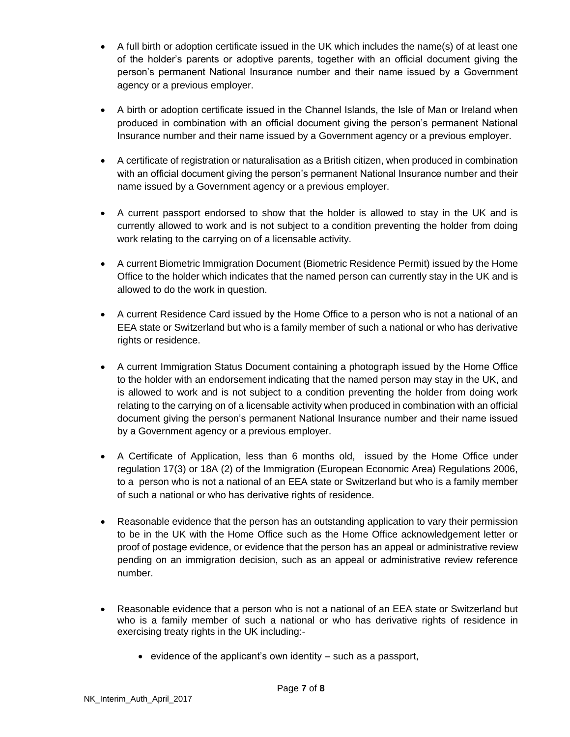- A full birth or adoption certificate issued in the UK which includes the name(s) of at least one of the holder's parents or adoptive parents, together with an official document giving the person's permanent National Insurance number and their name issued by a Government agency or a previous employer.

- A birth or adoption certificate issued in the Channel Islands, the Isle of Man or Ireland when produced in combination with an official document giving the person's permanent National Insurance number and their name issued by a Government agency or a previous employer.

- A certificate of registration or naturalisation as a British citizen, when produced in combination with an official document giving the person's permanent National Insurance number and their name issued by a Government agency or a previous employer.

- A current passport endorsed to show that the holder is allowed to stay in the UK and is currently allowed to work and is not subject to a condition preventing the holder from doing work relating to the carrying on of a licensable activity.

- A current Biometric Immigration Document (Biometric Residence Permit) issued by the Home Office to the holder which indicates that the named person can currently stay in the UK and is allowed to do the work in question.

- A current Residence Card issued by the Home Office to a person who is not a national of an EEA state or Switzerland but who is a family member of such a national or who has derivative rights or residence.

- A current Immigration Status Document containing a photograph issued by the Home Office to the holder with an endorsement indicating that the named person may stay in the UK, and is allowed to work and is not subject to a condition preventing the holder from doing work relating to the carrying on of a licensable activity when produced in combination with an official document giving the person's permanent National Insurance number and their name issued by a Government agency or a previous employer.

- A Certificate of Application, less than 6 months old, issued by the Home Office under regulation 17(3) or 18A (2) of the Immigration (European Economic Area) Regulations 2006, to a person who is not a national of an EEA state or Switzerland but who is a family member of such a national or who has derivative rights of residence.

- Reasonable evidence that the person has an outstanding application to vary their permission to be in the UK with the Home Office such as the Home Office acknowledgement letter or proof of postage evidence, or evidence that the person has an appeal or administrative review pending on an immigration decision, such as an appeal or administrative review reference number.

- Reasonable evidence that a person who is not a national of an EEA state or Switzerland but who is a family member of such a national or who has derivative rights of residence in exercising treaty rights in the UK including:-
  - evidence of the applicant's own identity – such as a passport,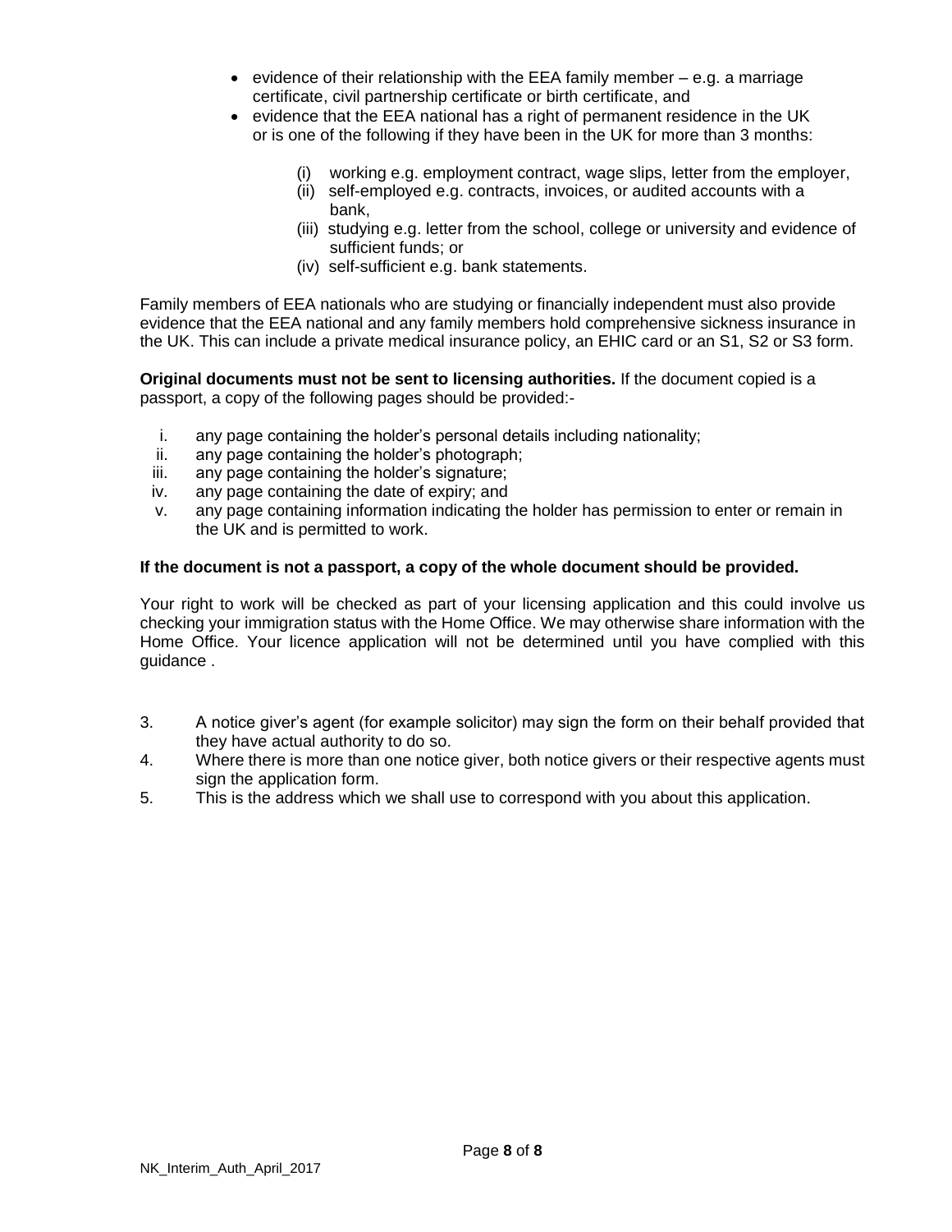- evidence of their relationship with the EEA family member – e.g. a marriage certificate, civil partnership certificate or birth certificate, and
- evidence that the EEA national has a right of permanent residence in the UK or is one of the following if they have been in the UK for more than 3 months:

  (i) working e.g. employment contract, wage slips, letter from the employer,
  
  (ii) self-employed e.g. contracts, invoices, or audited accounts with a bank,
  
  (iii) studying e.g. letter from the school, college or university and evidence of sufficient funds; or
  
  (iv) self-sufficient e.g. bank statements.

Family members of EEA nationals who are studying or financially independent must also provide evidence that the EEA national and any family members hold comprehensive sickness insurance in the UK. This can include a private medical insurance policy, an EHIC card or an S1, S2 or S3 form.

**Original documents must not be sent to licensing authorities.** If the document copied is a passport, a copy of the following pages should be provided:-

i. any page containing the holder's personal details including nationality;
ii. any page containing the holder's photograph;
iii. any page containing the holder's signature;
iv. any page containing the date of expiry; and
v. any page containing information indicating the holder has permission to enter or remain in the UK and is permitted to work.

**If the document is not a passport, a copy of the whole document should be provided.**

Your right to work will be checked as part of your licensing application and this could involve us checking your immigration status with the Home Office. We may otherwise share information with the Home Office. Your licence application will not be determined until you have complied with this guidance .

3. A notice giver's agent (for example solicitor) may sign the form on their behalf provided that they have actual authority to do so.
4. Where there is more than one notice giver, both notice givers or their respective agents must sign the application form.
5. This is the address which we shall use to correspond with you about this application.

NK_Interim_Auth_April_2017